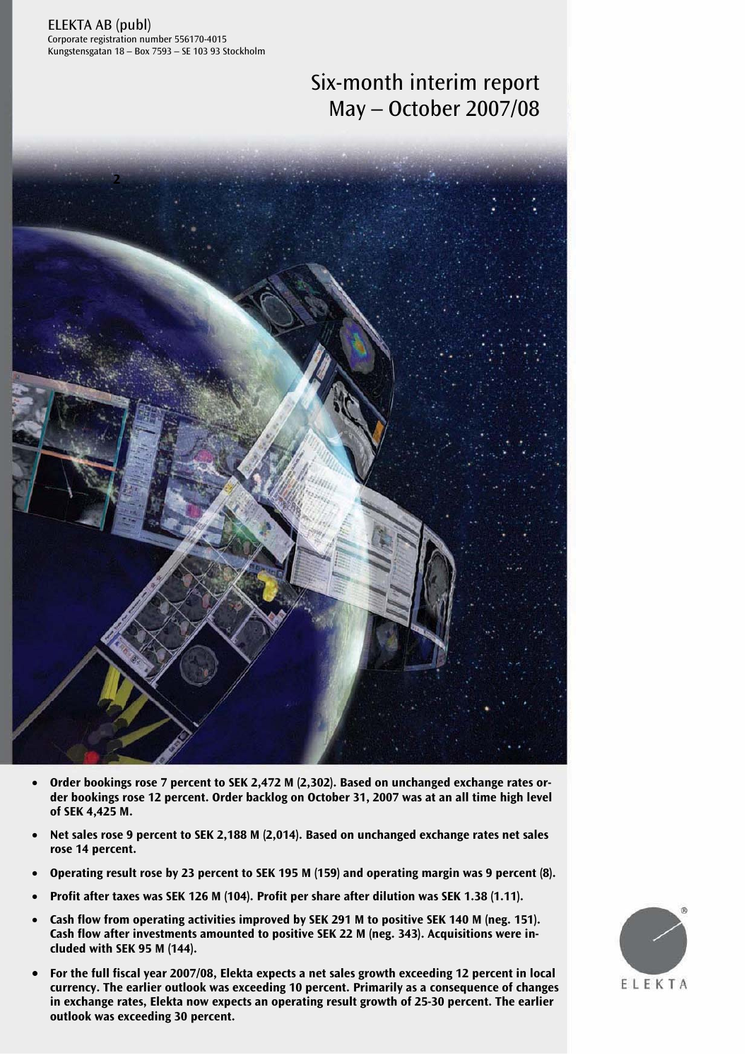ELEKTA AB (publ)
Corporate registration number 556170-4015
Kungstensgatan 18 – Box 7593 – SE 103 93 Stockholm

# Six-month interim report May – October 2007/08

- **Order bookings rose 7 percent to SEK 2,472 M (2,302). Based on unchanged exchange rates order bookings rose 12 percent. Order backlog on October 31, 2007 was at an all time high level of SEK 4,425 M.**
- **Net sales rose 9 percent to SEK 2,188 M (2,014). Based on unchanged exchange rates net sales rose 14 percent.**
- **Operating result rose by 23 percent to SEK 195 M (159) and operating margin was 9 percent (8).**
- **Profit after taxes was SEK 126 M (104). Profit per share after dilution was SEK 1.38 (1.11).**
- **Cash flow from operating activities improved by SEK 291 M to positive SEK 140 M (neg. 151). Cash flow after investments amounted to positive SEK 22 M (neg. 343). Acquisitions were included with SEK 95 M (144).**
- **For the full fiscal year 2007/08, Elekta expects a net sales growth exceeding 12 percent in local currency. The earlier outlook was exceeding 10 percent. Primarily as a consequence of changes in exchange rates, Elekta now expects an operating result growth of 25-30 percent. The earlier outlook was exceeding 30 percent.**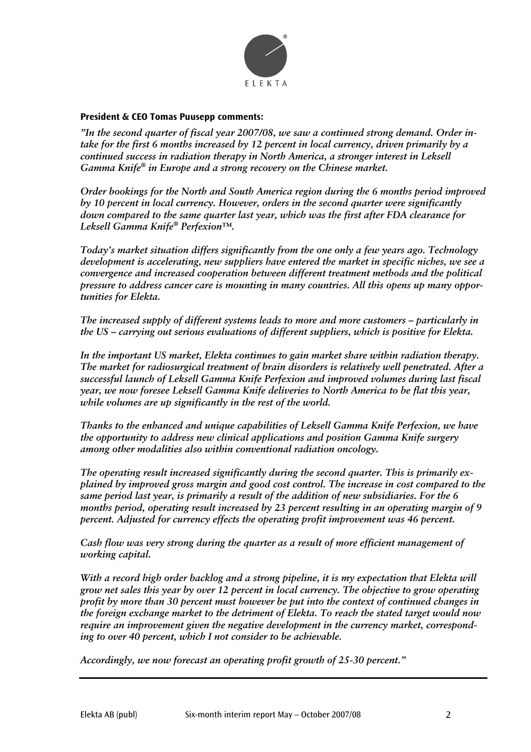**President & CEO Tomas Puusepp comments:**

*"In the second quarter of fiscal year 2007/08, we saw a continued strong demand. Order intake for the first 6 months increased by 12 percent in local currency, driven primarily by a continued success in radiation therapy in North America, a stronger interest in Leksell Gamma Knife® in Europe and a strong recovery on the Chinese market.*

*Order bookings for the North and South America region during the 6 months period improved by 10 percent in local currency. However, orders in the second quarter were significantly down compared to the same quarter last year, which was the first after FDA clearance for Leksell Gamma Knife® Perfexion™.*

*Today's market situation differs significantly from the one only a few years ago. Technology development is accelerating, new suppliers have entered the market in specific niches, we see a convergence and increased cooperation between different treatment methods and the political pressure to address cancer care is mounting in many countries. All this opens up many opportunities for Elekta.*

*The increased supply of different systems leads to more and more customers – particularly in the US – carrying out serious evaluations of different suppliers, which is positive for Elekta.*

*In the important US market, Elekta continues to gain market share within radiation therapy. The market for radiosurgical treatment of brain disorders is relatively well penetrated. After a successful launch of Leksell Gamma Knife Perfexion and improved volumes during last fiscal year, we now foresee Leksell Gamma Knife deliveries to North America to be flat this year, while volumes are up significantly in the rest of the world.*

*Thanks to the enhanced and unique capabilities of Leksell Gamma Knife Perfexion, we have the opportunity to address new clinical applications and position Gamma Knife surgery among other modalities also within conventional radiation oncology.*

*The operating result increased significantly during the second quarter. This is primarily explained by improved gross margin and good cost control. The increase in cost compared to the same period last year, is primarily a result of the addition of new subsidiaries. For the 6 months period, operating result increased by 23 percent resulting in an operating margin of 9 percent. Adjusted for currency effects the operating profit improvement was 46 percent.*

*Cash flow was very strong during the quarter as a result of more efficient management of working capital.*

*With a record high order backlog and a strong pipeline, it is my expectation that Elekta will grow net sales this year by over 12 percent in local currency. The objective to grow operating profit by more than 30 percent must however be put into the context of continued changes in the foreign exchange market to the detriment of Elekta. To reach the stated target would now require an improvement given the negative development in the currency market, corresponding to over 40 percent, which I not consider to be achievable.*

*Accordingly, we now forecast an operating profit growth of 25-30 percent."*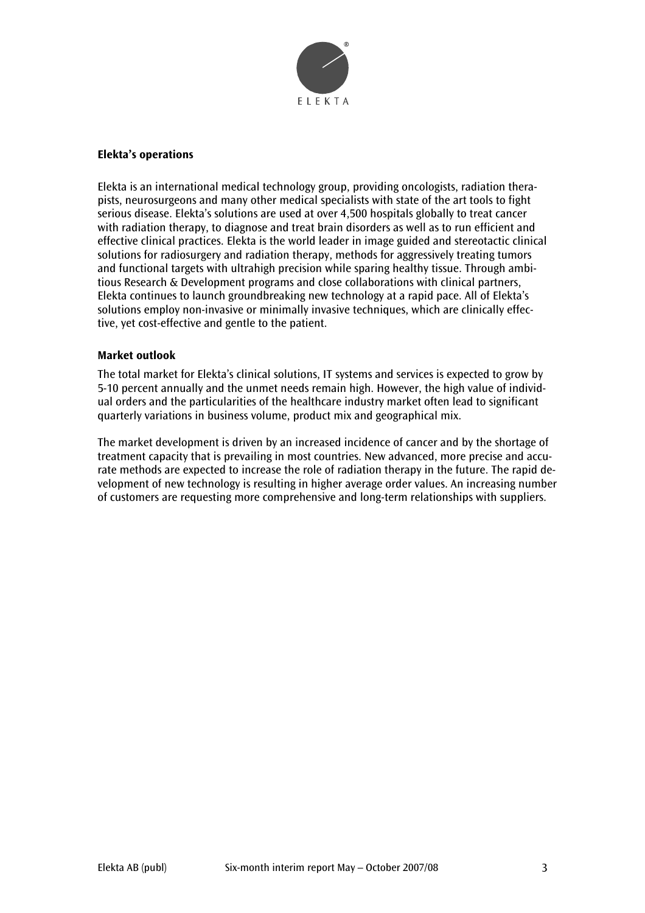## Elekta's operations

Elekta is an international medical technology group, providing oncologists, radiation therapists, neurosurgeons and many other medical specialists with state of the art tools to fight serious disease. Elekta's solutions are used at over 4,500 hospitals globally to treat cancer with radiation therapy, to diagnose and treat brain disorders as well as to run efficient and effective clinical practices. Elekta is the world leader in image guided and stereotactic clinical solutions for radiosurgery and radiation therapy, methods for aggressively treating tumors and functional targets with ultrahigh precision while sparing healthy tissue. Through ambitious Research & Development programs and close collaborations with clinical partners, Elekta continues to launch groundbreaking new technology at a rapid pace. All of Elekta's solutions employ non-invasive or minimally invasive techniques, which are clinically effective, yet cost-effective and gentle to the patient.

## Market outlook

The total market for Elekta's clinical solutions, IT systems and services is expected to grow by 5-10 percent annually and the unmet needs remain high. However, the high value of individual orders and the particularities of the healthcare industry market often lead to significant quarterly variations in business volume, product mix and geographical mix.

The market development is driven by an increased incidence of cancer and by the shortage of treatment capacity that is prevailing in most countries. New advanced, more precise and accurate methods are expected to increase the role of radiation therapy in the future. The rapid development of new technology is resulting in higher average order values. An increasing number of customers are requesting more comprehensive and long-term relationships with suppliers.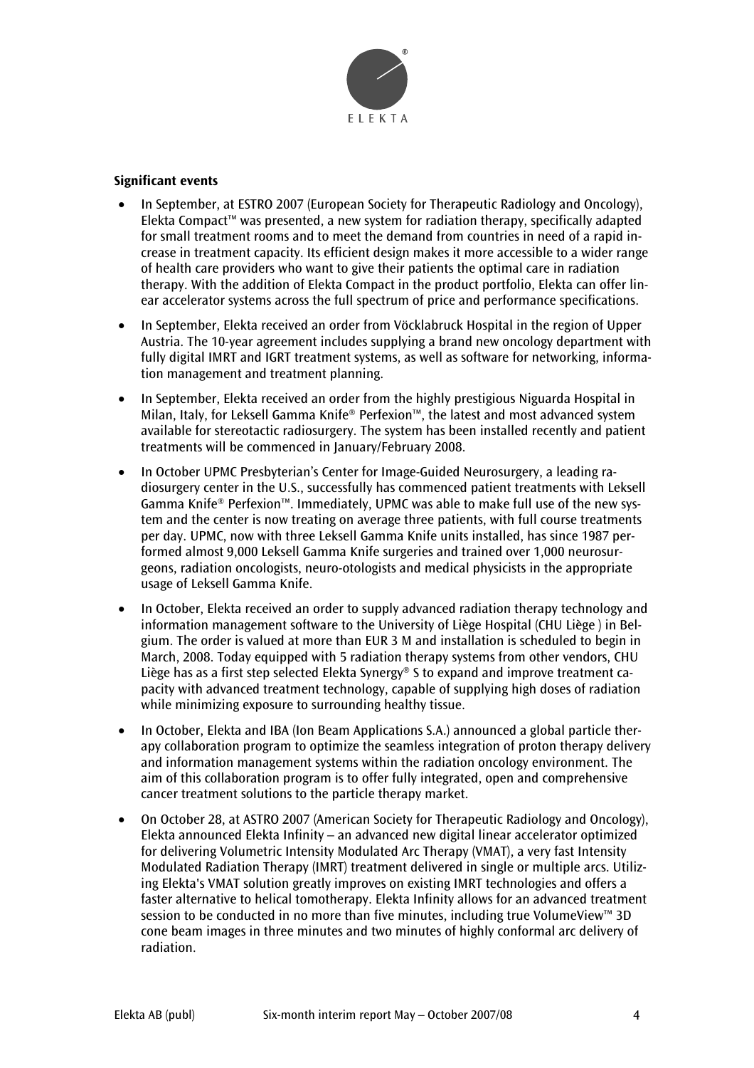**Significant events**

- In September, at ESTRO 2007 (European Society for Therapeutic Radiology and Oncology), Elekta Compact™ was presented, a new system for radiation therapy, specifically adapted for small treatment rooms and to meet the demand from countries in need of a rapid increase in treatment capacity. Its efficient design makes it more accessible to a wider range of health care providers who want to give their patients the optimal care in radiation therapy. With the addition of Elekta Compact in the product portfolio, Elekta can offer linear accelerator systems across the full spectrum of price and performance specifications.
- In September, Elekta received an order from Vöcklabruck Hospital in the region of Upper Austria. The 10-year agreement includes supplying a brand new oncology department with fully digital IMRT and IGRT treatment systems, as well as software for networking, information management and treatment planning.
- In September, Elekta received an order from the highly prestigious Niguarda Hospital in Milan, Italy, for Leksell Gamma Knife® Perfexion™, the latest and most advanced system available for stereotactic radiosurgery. The system has been installed recently and patient treatments will be commenced in January/February 2008.
- In October UPMC Presbyterian's Center for Image-Guided Neurosurgery, a leading radiosurgery center in the U.S., successfully has commenced patient treatments with Leksell Gamma Knife® Perfexion™. Immediately, UPMC was able to make full use of the new system and the center is now treating on average three patients, with full course treatments per day. UPMC, now with three Leksell Gamma Knife units installed, has since 1987 performed almost 9,000 Leksell Gamma Knife surgeries and trained over 1,000 neurosurgeons, radiation oncologists, neuro-otologists and medical physicists in the appropriate usage of Leksell Gamma Knife.
- In October, Elekta received an order to supply advanced radiation therapy technology and information management software to the University of Liège Hospital (CHU Liège ) in Belgium. The order is valued at more than EUR 3 M and installation is scheduled to begin in March, 2008. Today equipped with 5 radiation therapy systems from other vendors, CHU Liège has as a first step selected Elekta Synergy® S to expand and improve treatment capacity with advanced treatment technology, capable of supplying high doses of radiation while minimizing exposure to surrounding healthy tissue.
- In October, Elekta and IBA (Ion Beam Applications S.A.) announced a global particle therapy collaboration program to optimize the seamless integration of proton therapy delivery and information management systems within the radiation oncology environment. The aim of this collaboration program is to offer fully integrated, open and comprehensive cancer treatment solutions to the particle therapy market.
- On October 28, at ASTRO 2007 (American Society for Therapeutic Radiology and Oncology), Elekta announced Elekta Infinity – an advanced new digital linear accelerator optimized for delivering Volumetric Intensity Modulated Arc Therapy (VMAT), a very fast Intensity Modulated Radiation Therapy (IMRT) treatment delivered in single or multiple arcs. Utilizing Elekta's VMAT solution greatly improves on existing IMRT technologies and offers a faster alternative to helical tomotherapy. Elekta Infinity allows for an advanced treatment session to be conducted in no more than five minutes, including true VolumeView™ 3D cone beam images in three minutes and two minutes of highly conformal arc delivery of radiation.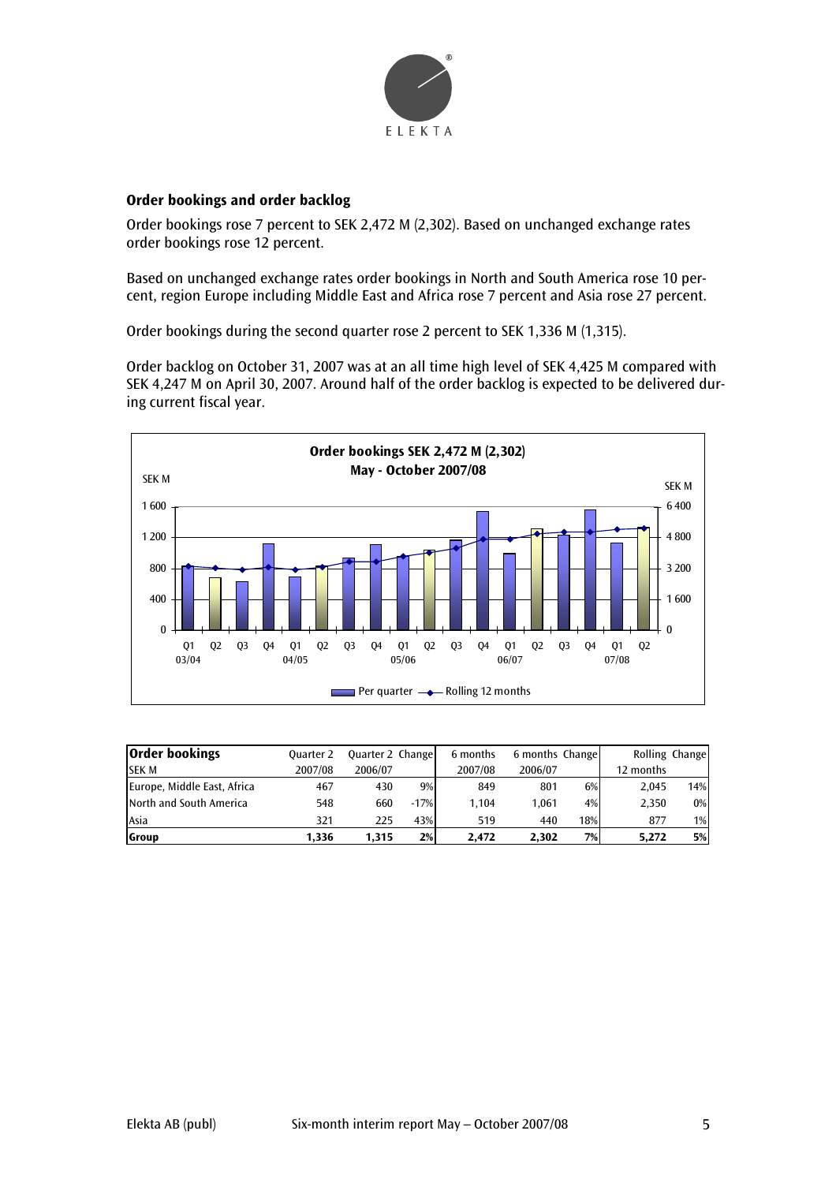## Order bookings and order backlog

Order bookings rose 7 percent to SEK 2,472 M (2,302). Based on unchanged exchange rates order bookings rose 12 percent.

Based on unchanged exchange rates order bookings in North and South America rose 10 percent, region Europe including Middle East and Africa rose 7 percent and Asia rose 27 percent.

Order bookings during the second quarter rose 2 percent to SEK 1,336 M (1,315).

Order backlog on October 31, 2007 was at an all time high level of SEK 4,425 M compared with SEK 4,247 M on April 30, 2007. Around half of the order backlog is expected to be delivered during current fiscal year.

**Order bookings SEK 2,472 M (2,302)**
**May - October 2007/08**

| Order bookings SEK M | Quarter 2 2007/08 | Quarter 2 2006/07 | Change | 6 months 2007/08 | 6 months 2006/07 | Change | Rolling 12 months | Change |
|---|---|---|---|---|---|---|---|---|
| Europe, Middle East, Africa | 467 | 430 | 9% | 849 | 801 | 6% | 2,045 | 14% |
| North and South America | 548 | 660 | -17% | 1,104 | 1,061 | 4% | 2,350 | 0% |
| Asia | 321 | 225 | 43% | 519 | 440 | 18% | 877 | 1% |
| **Group** | **1,336** | **1,315** | **2%** | **2,472** | **2,302** | **7%** | **5,272** | **5%** |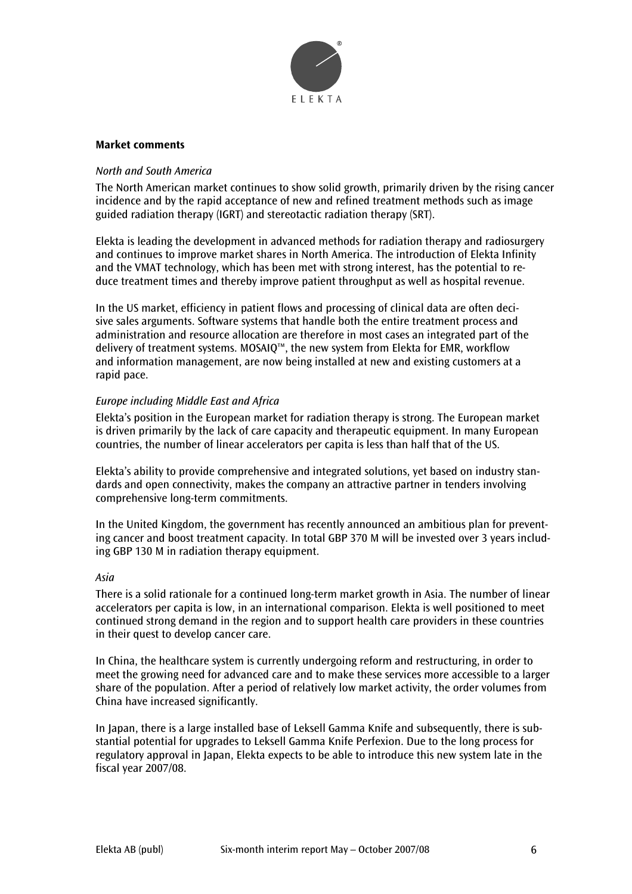## Market comments

### *North and South America*

The North American market continues to show solid growth, primarily driven by the rising cancer incidence and by the rapid acceptance of new and refined treatment methods such as image guided radiation therapy (IGRT) and stereotactic radiation therapy (SRT).

Elekta is leading the development in advanced methods for radiation therapy and radiosurgery and continues to improve market shares in North America. The introduction of Elekta Infinity and the VMAT technology, which has been met with strong interest, has the potential to reduce treatment times and thereby improve patient throughput as well as hospital revenue.

In the US market, efficiency in patient flows and processing of clinical data are often decisive sales arguments. Software systems that handle both the entire treatment process and administration and resource allocation are therefore in most cases an integrated part of the delivery of treatment systems. MOSAIQ™, the new system from Elekta for EMR, workflow and information management, are now being installed at new and existing customers at a rapid pace.

### *Europe including Middle East and Africa*

Elekta's position in the European market for radiation therapy is strong. The European market is driven primarily by the lack of care capacity and therapeutic equipment. In many European countries, the number of linear accelerators per capita is less than half that of the US.

Elekta's ability to provide comprehensive and integrated solutions, yet based on industry standards and open connectivity, makes the company an attractive partner in tenders involving comprehensive long-term commitments.

In the United Kingdom, the government has recently announced an ambitious plan for preventing cancer and boost treatment capacity. In total GBP 370 M will be invested over 3 years including GBP 130 M in radiation therapy equipment.

### *Asia*

There is a solid rationale for a continued long-term market growth in Asia. The number of linear accelerators per capita is low, in an international comparison. Elekta is well positioned to meet continued strong demand in the region and to support health care providers in these countries in their quest to develop cancer care.

In China, the healthcare system is currently undergoing reform and restructuring, in order to meet the growing need for advanced care and to make these services more accessible to a larger share of the population. After a period of relatively low market activity, the order volumes from China have increased significantly.

In Japan, there is a large installed base of Leksell Gamma Knife and subsequently, there is substantial potential for upgrades to Leksell Gamma Knife Perfexion. Due to the long process for regulatory approval in Japan, Elekta expects to be able to introduce this new system late in the fiscal year 2007/08.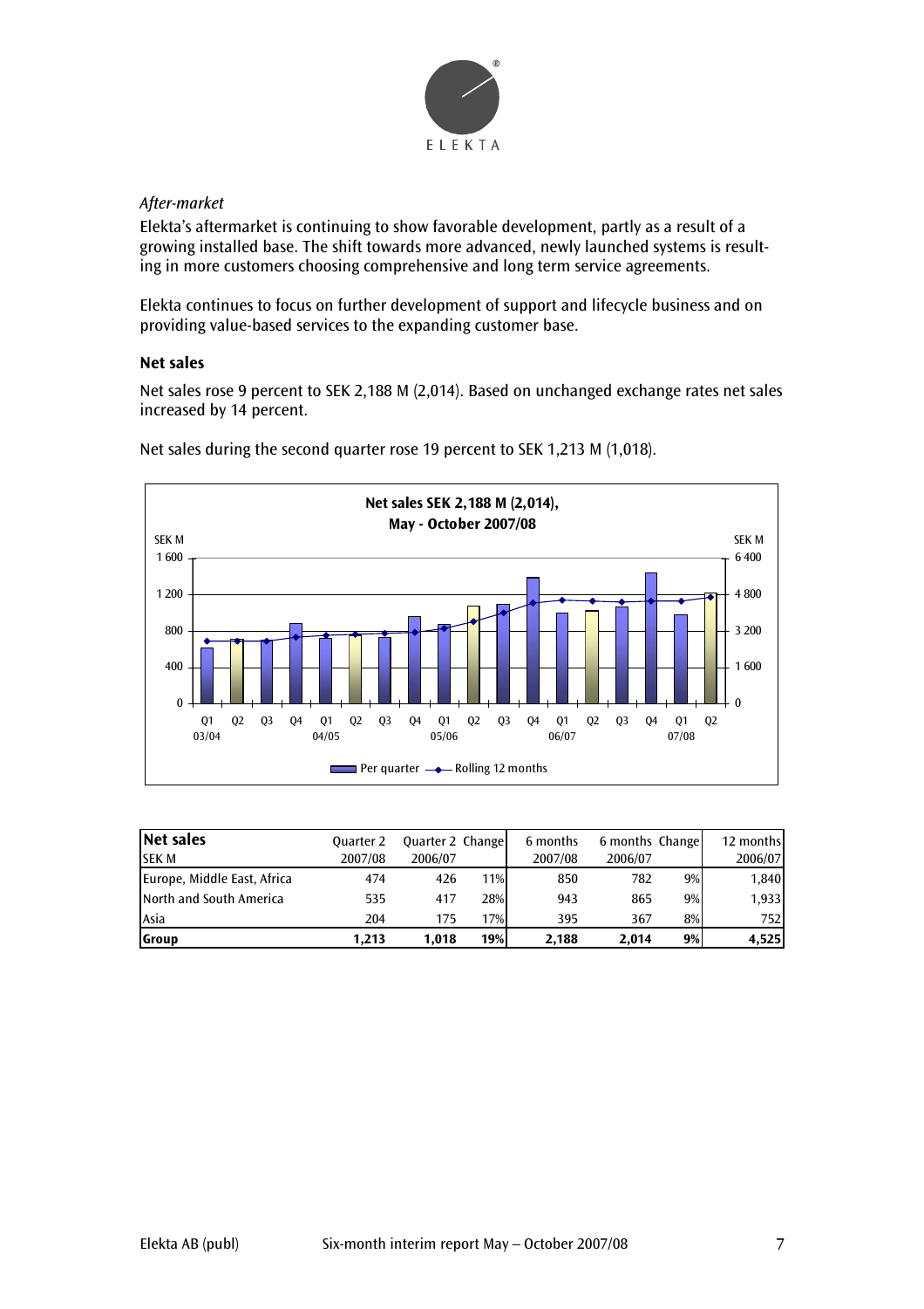*After-market*

Elekta's aftermarket is continuing to show favorable development, partly as a result of a growing installed base. The shift towards more advanced, newly launched systems is resulting in more customers choosing comprehensive and long term service agreements.

Elekta continues to focus on further development of support and lifecycle business and on providing value-based services to the expanding customer base.

### Net sales

Net sales rose 9 percent to SEK 2,188 M (2,014). Based on unchanged exchange rates net sales increased by 14 percent.

Net sales during the second quarter rose 19 percent to SEK 1,213 M (1,018).

| Net sales<br>SEK M | Quarter 2<br>2007/08 | Quarter 2<br>2006/07 | Change | 6 months<br>2007/08 | 6 months<br>2006/07 | Change | 12 months<br>2006/07 |
|---|---|---|---|---|---|---|---|
| Europe, Middle East, Africa | 474 | 426 | 11% | 850 | 782 | 9% | 1,840 |
| North and South America | 535 | 417 | 28% | 943 | 865 | 9% | 1,933 |
| Asia | 204 | 175 | 17% | 395 | 367 | 8% | 752 |
| **Group** | **1,213** | **1,018** | **19%** | **2,188** | **2,014** | **9%** | **4,525** |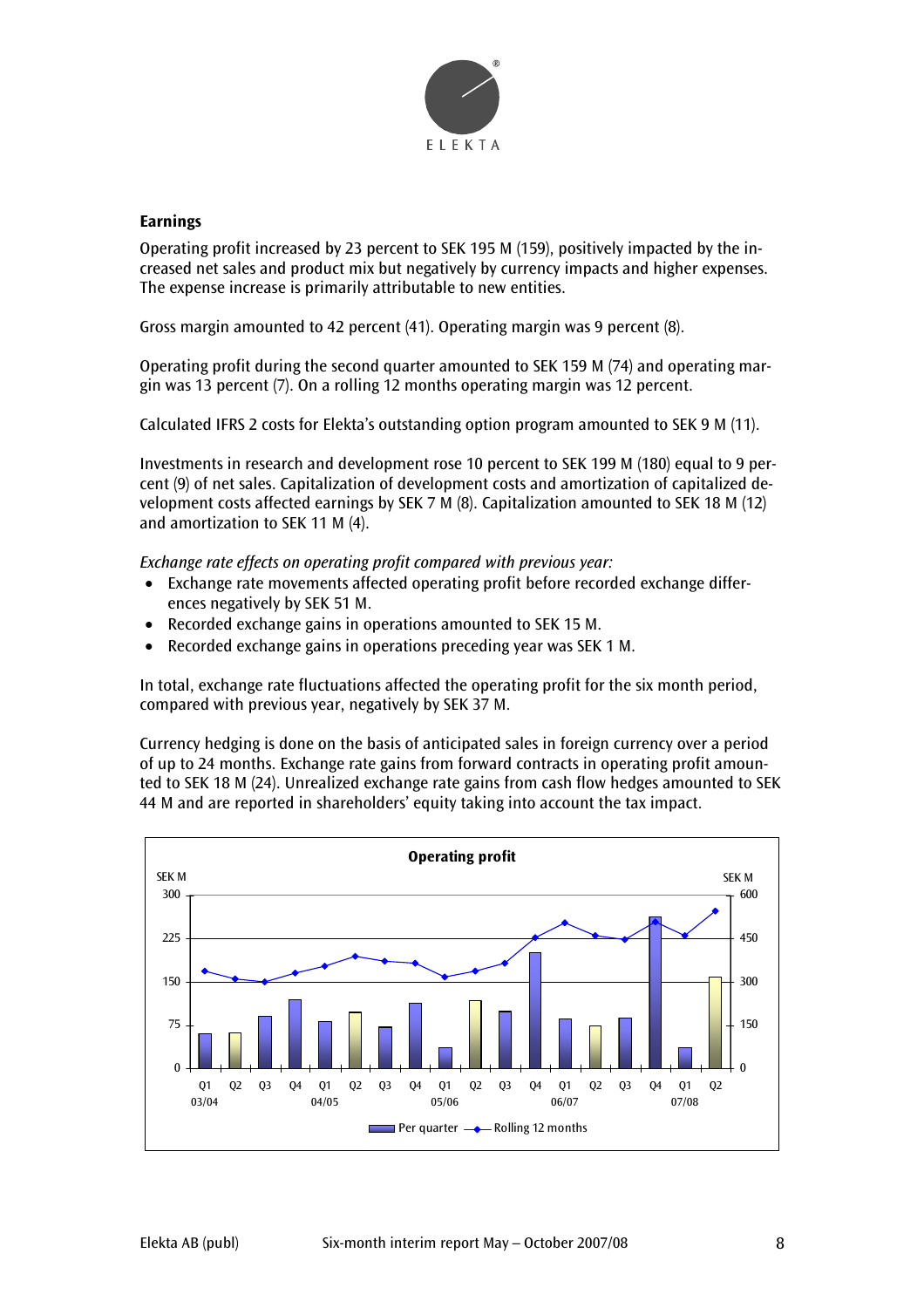### Earnings

Operating profit increased by 23 percent to SEK 195 M (159), positively impacted by the increased net sales and product mix but negatively by currency impacts and higher expenses. The expense increase is primarily attributable to new entities.

Gross margin amounted to 42 percent (41). Operating margin was 9 percent (8).

Operating profit during the second quarter amounted to SEK 159 M (74) and operating margin was 13 percent (7). On a rolling 12 months operating margin was 12 percent.

Calculated IFRS 2 costs for Elekta's outstanding option program amounted to SEK 9 M (11).

Investments in research and development rose 10 percent to SEK 199 M (180) equal to 9 percent (9) of net sales. Capitalization of development costs and amortization of capitalized development costs affected earnings by SEK 7 M (8). Capitalization amounted to SEK 18 M (12) and amortization to SEK 11 M (4).

*Exchange rate effects on operating profit compared with previous year:*

- Exchange rate movements affected operating profit before recorded exchange differences negatively by SEK 51 M.
- Recorded exchange gains in operations amounted to SEK 15 M.
- Recorded exchange gains in operations preceding year was SEK 1 M.

In total, exchange rate fluctuations affected the operating profit for the six month period, compared with previous year, negatively by SEK 37 M.

Currency hedging is done on the basis of anticipated sales in foreign currency over a period of up to 24 months. Exchange rate gains from forward contracts in operating profit amounted to SEK 18 M (24). Unrealized exchange rate gains from cash flow hedges amounted to SEK 44 M and are reported in shareholders' equity taking into account the tax impact.

**Operating profit**

SEK M (left axis: 0–300, per quarter); SEK M (right axis: 0–600, rolling 12 months)

Quarters: Q1–Q4 03/04, Q1–Q4 04/05, Q1–Q4 05/06, Q1–Q4 06/07, Q1–Q2 07/08

Per quarter — Rolling 12 months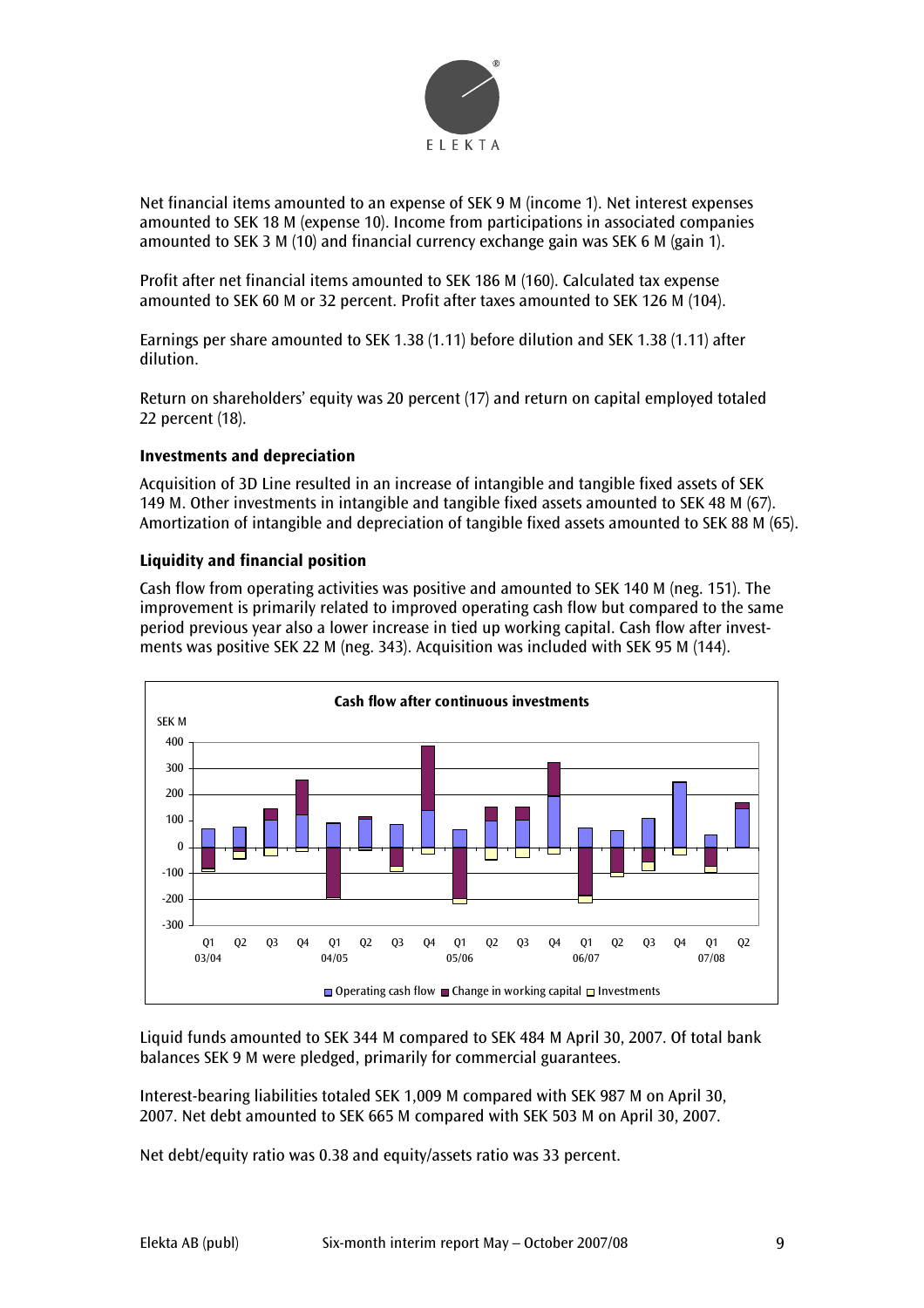Net financial items amounted to an expense of SEK 9 M (income 1). Net interest expenses amounted to SEK 18 M (expense 10). Income from participations in associated companies amounted to SEK 3 M (10) and financial currency exchange gain was SEK 6 M (gain 1).

Profit after net financial items amounted to SEK 186 M (160). Calculated tax expense amounted to SEK 60 M or 32 percent. Profit after taxes amounted to SEK 126 M (104).

Earnings per share amounted to SEK 1.38 (1.11) before dilution and SEK 1.38 (1.11) after dilution.

Return on shareholders' equity was 20 percent (17) and return on capital employed totaled 22 percent (18).

### Investments and depreciation

Acquisition of 3D Line resulted in an increase of intangible and tangible fixed assets of SEK 149 M. Other investments in intangible and tangible fixed assets amounted to SEK 48 M (67). Amortization of intangible and depreciation of tangible fixed assets amounted to SEK 88 M (65).

### Liquidity and financial position

Cash flow from operating activities was positive and amounted to SEK 140 M (neg. 151). The improvement is primarily related to improved operating cash flow but compared to the same period previous year also a lower increase in tied up working capital. Cash flow after investments was positive SEK 22 M (neg. 343). Acquisition was included with SEK 95 M (144).

**Cash flow after continuous investments**

SEK M

Q1 03/04, Q2, Q3, Q4, Q1 04/05, Q2, Q3, Q4, Q1 05/06, Q2, Q3, Q4, Q1 06/07, Q2, Q3, Q4, Q1 07/08, Q2

Operating cash flow, Change in working capital, Investments

Liquid funds amounted to SEK 344 M compared to SEK 484 M April 30, 2007. Of total bank balances SEK 9 M were pledged, primarily for commercial guarantees.

Interest-bearing liabilities totaled SEK 1,009 M compared with SEK 987 M on April 30, 2007. Net debt amounted to SEK 665 M compared with SEK 503 M on April 30, 2007.

Net debt/equity ratio was 0.38 and equity/assets ratio was 33 percent.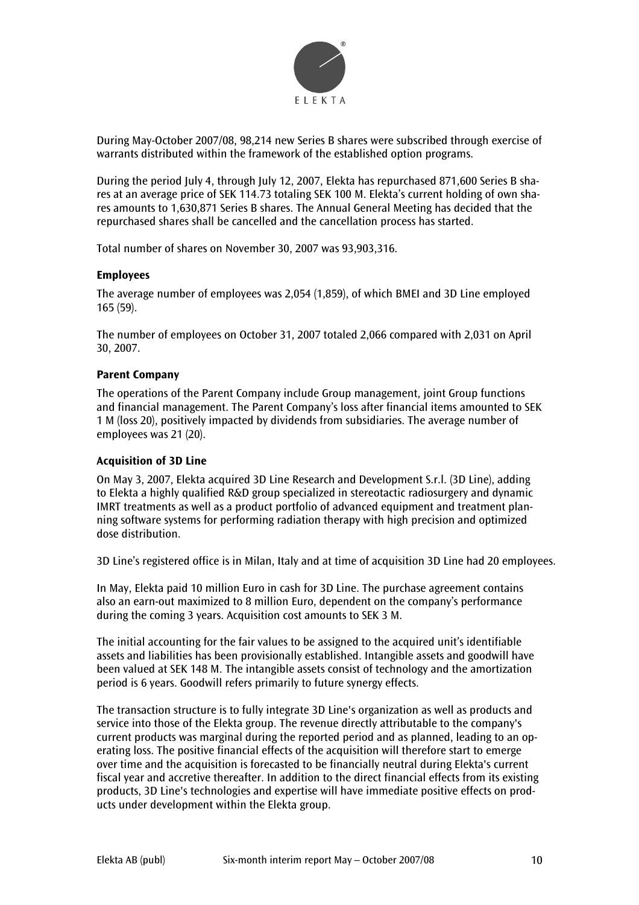During May-October 2007/08, 98,214 new Series B shares were subscribed through exercise of warrants distributed within the framework of the established option programs.

During the period July 4, through July 12, 2007, Elekta has repurchased 871,600 Series B shares at an average price of SEK 114.73 totaling SEK 100 M. Elekta's current holding of own shares amounts to 1,630,871 Series B shares. The Annual General Meeting has decided that the repurchased shares shall be cancelled and the cancellation process has started.

Total number of shares on November 30, 2007 was 93,903,316.

**Employees**

The average number of employees was 2,054 (1,859), of which BMEI and 3D Line employed 165 (59).

The number of employees on October 31, 2007 totaled 2,066 compared with 2,031 on April 30, 2007.

**Parent Company**

The operations of the Parent Company include Group management, joint Group functions and financial management. The Parent Company's loss after financial items amounted to SEK 1 M (loss 20), positively impacted by dividends from subsidiaries. The average number of employees was 21 (20).

**Acquisition of 3D Line**

On May 3, 2007, Elekta acquired 3D Line Research and Development S.r.l. (3D Line), adding to Elekta a highly qualified R&D group specialized in stereotactic radiosurgery and dynamic IMRT treatments as well as a product portfolio of advanced equipment and treatment planning software systems for performing radiation therapy with high precision and optimized dose distribution.

3D Line's registered office is in Milan, Italy and at time of acquisition 3D Line had 20 employees.

In May, Elekta paid 10 million Euro in cash for 3D Line. The purchase agreement contains also an earn-out maximized to 8 million Euro, dependent on the company's performance during the coming 3 years. Acquisition cost amounts to SEK 3 M.

The initial accounting for the fair values to be assigned to the acquired unit's identifiable assets and liabilities has been provisionally established. Intangible assets and goodwill have been valued at SEK 148 M. The intangible assets consist of technology and the amortization period is 6 years. Goodwill refers primarily to future synergy effects.

The transaction structure is to fully integrate 3D Line's organization as well as products and service into those of the Elekta group. The revenue directly attributable to the company's current products was marginal during the reported period and as planned, leading to an operating loss. The positive financial effects of the acquisition will therefore start to emerge over time and the acquisition is forecasted to be financially neutral during Elekta's current fiscal year and accretive thereafter. In addition to the direct financial effects from its existing products, 3D Line's technologies and expertise will have immediate positive effects on products under development within the Elekta group.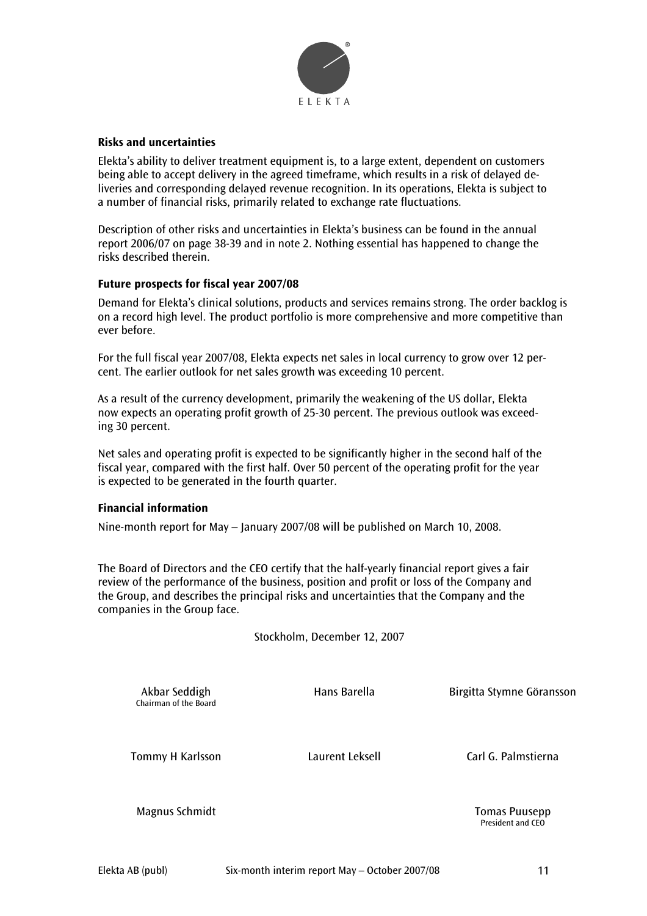## Risks and uncertainties

Elekta's ability to deliver treatment equipment is, to a large extent, dependent on customers being able to accept delivery in the agreed timeframe, which results in a risk of delayed deliveries and corresponding delayed revenue recognition. In its operations, Elekta is subject to a number of financial risks, primarily related to exchange rate fluctuations.

Description of other risks and uncertainties in Elekta's business can be found in the annual report 2006/07 on page 38-39 and in note 2. Nothing essential has happened to change the risks described therein.

## Future prospects for fiscal year 2007/08

Demand for Elekta's clinical solutions, products and services remains strong. The order backlog is on a record high level. The product portfolio is more comprehensive and more competitive than ever before.

For the full fiscal year 2007/08, Elekta expects net sales in local currency to grow over 12 percent. The earlier outlook for net sales growth was exceeding 10 percent.

As a result of the currency development, primarily the weakening of the US dollar, Elekta now expects an operating profit growth of 25-30 percent. The previous outlook was exceeding 30 percent.

Net sales and operating profit is expected to be significantly higher in the second half of the fiscal year, compared with the first half. Over 50 percent of the operating profit for the year is expected to be generated in the fourth quarter.

## Financial information

Nine-month report for May – January 2007/08 will be published on March 10, 2008.

The Board of Directors and the CEO certify that the half-yearly financial report gives a fair review of the performance of the business, position and profit or loss of the Company and the Group, and describes the principal risks and uncertainties that the Company and the companies in the Group face.

Stockholm, December 12, 2007

Akbar Seddigh
Chairman of the Board

Hans Barella

Birgitta Stymne Göransson

Tommy H Karlsson

Laurent Leksell

Carl G. Palmstierna

Magnus Schmidt

Tomas Puusepp
President and CEO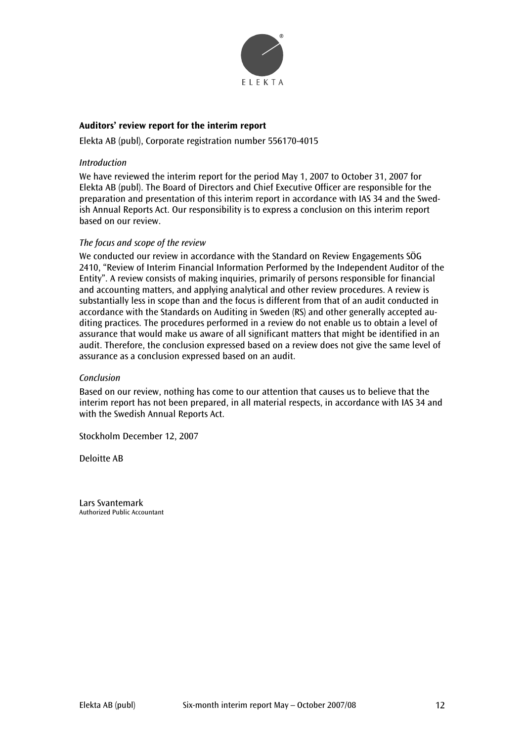ELEKTA

**Auditors' review report for the interim report**

Elekta AB (publ), Corporate registration number 556170-4015

*Introduction*

We have reviewed the interim report for the period May 1, 2007 to October 31, 2007 for Elekta AB (publ). The Board of Directors and Chief Executive Officer are responsible for the preparation and presentation of this interim report in accordance with IAS 34 and the Swedish Annual Reports Act. Our responsibility is to express a conclusion on this interim report based on our review.

*The focus and scope of the review*

We conducted our review in accordance with the Standard on Review Engagements SÖG 2410, "Review of Interim Financial Information Performed by the Independent Auditor of the Entity". A review consists of making inquiries, primarily of persons responsible for financial and accounting matters, and applying analytical and other review procedures. A review is substantially less in scope than and the focus is different from that of an audit conducted in accordance with the Standards on Auditing in Sweden (RS) and other generally accepted auditing practices. The procedures performed in a review do not enable us to obtain a level of assurance that would make us aware of all significant matters that might be identified in an audit. Therefore, the conclusion expressed based on a review does not give the same level of assurance as a conclusion expressed based on an audit.

*Conclusion*

Based on our review, nothing has come to our attention that causes us to believe that the interim report has not been prepared, in all material respects, in accordance with IAS 34 and with the Swedish Annual Reports Act.

Stockholm December 12, 2007

Deloitte AB

Lars Svantemark
Authorized Public Accountant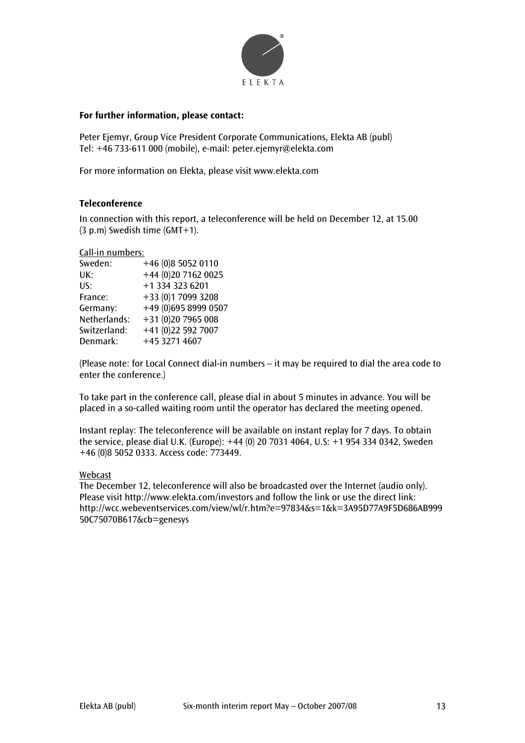**For further information, please contact:**

Peter Ejemyr, Group Vice President Corporate Communications, Elekta AB (publ)
Tel: +46 733-611 000 (mobile), e-mail: peter.ejemyr@elekta.com

For more information on Elekta, please visit www.elekta.com

### Teleconference

In connection with this report, a teleconference will be held on December 12, at 15.00 (3 p.m) Swedish time (GMT+1).

Call-in numbers:

| | |
|---|---|
| Sweden: | +46 (0)8 5052 0110 |
| UK: | +44 (0)20 7162 0025 |
| US: | +1 334 323 6201 |
| France: | +33 (0)1 7099 3208 |
| Germany: | +49 (0)695 8999 0507 |
| Netherlands: | +31 (0)20 7965 008 |
| Switzerland: | +41 (0)22 592 7007 |
| Denmark: | +45 3271 4607 |

(Please note: for Local Connect dial-in numbers – it may be required to dial the area code to enter the conference.)

To take part in the conference call, please dial in about 5 minutes in advance. You will be placed in a so-called waiting room until the operator has declared the meeting opened.

Instant replay: The teleconference will be available on instant replay for 7 days. To obtain the service, please dial U.K. (Europe): +44 (0) 20 7031 4064, U.S: +1 954 334 0342, Sweden +46 (0)8 5052 0333. Access code: 773449.

Webcast

The December 12, teleconference will also be broadcasted over the Internet (audio only). Please visit http://www.elekta.com/investors and follow the link or use the direct link: http://wcc.webeventservices.com/view/wl/r.htm?e=97834&s=1&k=3A95D77A9F5D686AB99950C75070B617&cb=genesys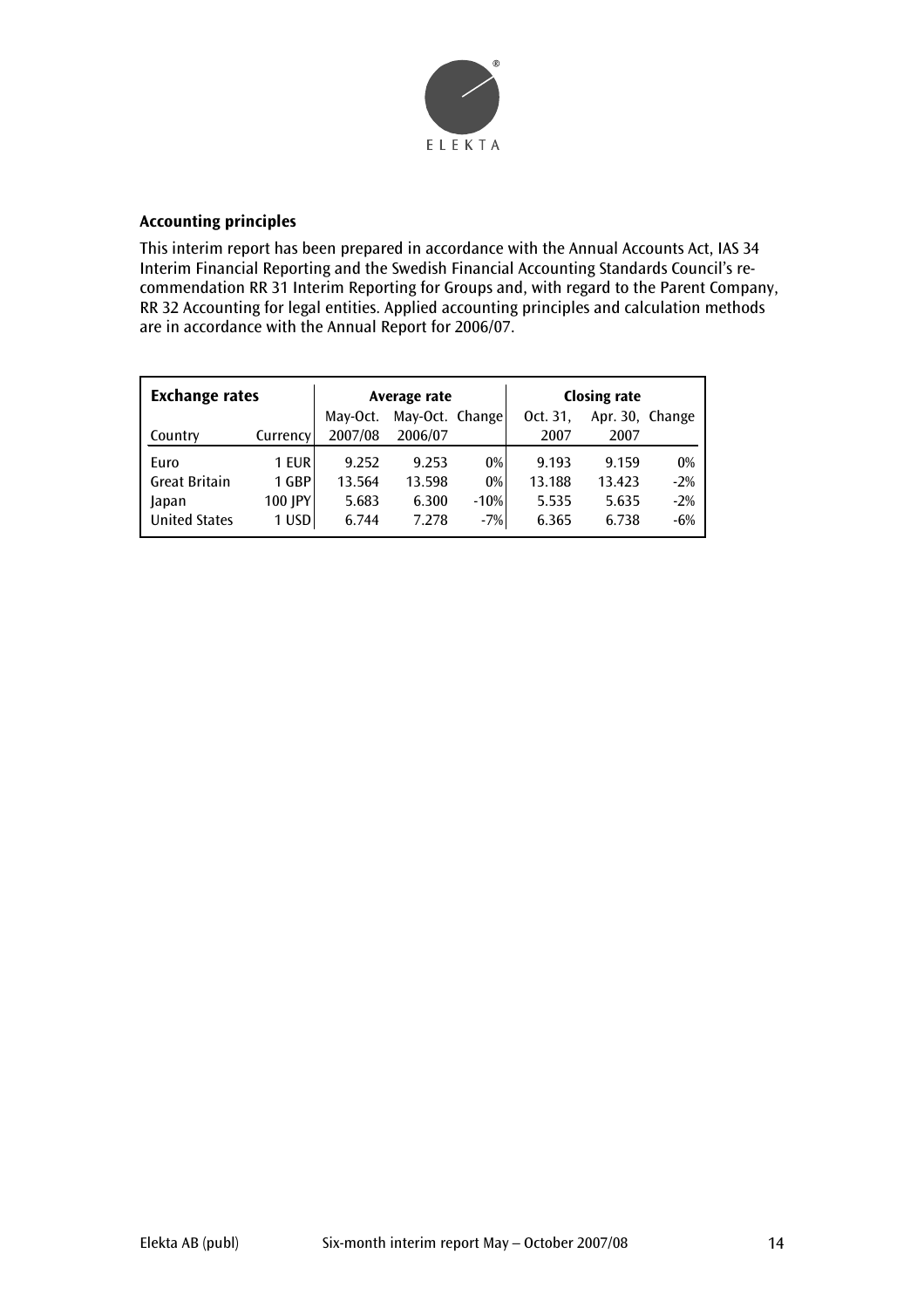**Accounting principles**

This interim report has been prepared in accordance with the Annual Accounts Act, IAS 34 Interim Financial Reporting and the Swedish Financial Accounting Standards Council's recommendation RR 31 Interim Reporting for Groups and, with regard to the Parent Company, RR 32 Accounting for legal entities. Applied accounting principles and calculation methods are in accordance with the Annual Report for 2006/07.

| **Exchange rates** | | **Average rate** | | | **Closing rate** | | |
|---|---|---|---|---|---|---|---|
| Country | Currency | May-Oct. 2007/08 | May-Oct. 2006/07 | Change | Oct. 31, 2007 | Apr. 30, 2007 | Change |
| Euro | 1 EUR | 9.252 | 9.253 | 0% | 9.193 | 9.159 | 0% |
| Great Britain | 1 GBP | 13.564 | 13.598 | 0% | 13.188 | 13.423 | -2% |
| Japan | 100 JPY | 5.683 | 6.300 | -10% | 5.535 | 5.635 | -2% |
| United States | 1 USD | 6.744 | 7.278 | -7% | 6.365 | 6.738 | -6% |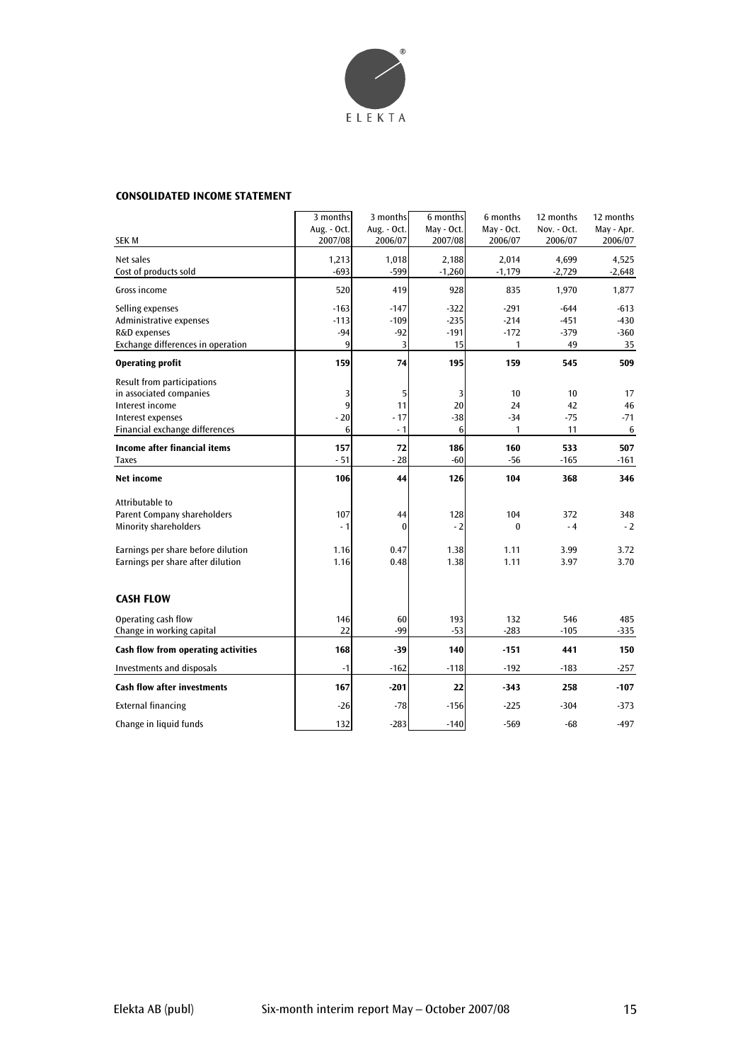## CONSOLIDATED INCOME STATEMENT

| SEK M | 3 months Aug. - Oct. 2007/08 | 3 months Aug. - Oct. 2006/07 | 6 months May - Oct. 2007/08 | 6 months May - Oct. 2006/07 | 12 months Nov. - Oct. 2006/07 | 12 months May - Apr. 2006/07 |
|---|---|---|---|---|---|---|
| Net sales | 1,213 | 1,018 | 2,188 | 2,014 | 4,699 | 4,525 |
| Cost of products sold | -693 | -599 | -1,260 | -1,179 | -2,729 | -2,648 |
| Gross income | 520 | 419 | 928 | 835 | 1,970 | 1,877 |
| Selling expenses | -163 | -147 | -322 | -291 | -644 | -613 |
| Administrative expenses | -113 | -109 | -235 | -214 | -451 | -430 |
| R&D expenses | -94 | -92 | -191 | -172 | -379 | -360 |
| Exchange differences in operation | 9 | 3 | 15 | 1 | 49 | 35 |
| **Operating profit** | **159** | **74** | **195** | **159** | **545** | **509** |
| Result from participations in associated companies | 3 | 5 | 3 | 10 | 10 | 17 |
| Interest income | 9 | 11 | 20 | 24 | 42 | 46 |
| Interest expenses | - 20 | - 17 | -38 | -34 | -75 | -71 |
| Financial exchange differences | 6 | - 1 | 6 | 1 | 11 | 6 |
| **Income after financial items** | **157** | **72** | **186** | **160** | **533** | **507** |
| Taxes | - 51 | - 28 | -60 | -56 | -165 | -161 |
| **Net income** | **106** | **44** | **126** | **104** | **368** | **346** |
| Attributable to | | | | | | |
| Parent Company shareholders | 107 | 44 | 128 | 104 | 372 | 348 |
| Minority shareholders | - 1 | 0 | - 2 | 0 | - 4 | - 2 |
| Earnings per share before dilution | 1.16 | 0.47 | 1.38 | 1.11 | 3.99 | 3.72 |
| Earnings per share after dilution | 1.16 | 0.48 | 1.38 | 1.11 | 3.97 | 3.70 |

## CASH FLOW

| SEK M | 3 months Aug. - Oct. 2007/08 | 3 months Aug. - Oct. 2006/07 | 6 months May - Oct. 2007/08 | 6 months May - Oct. 2006/07 | 12 months Nov. - Oct. 2006/07 | 12 months May - Apr. 2006/07 |
|---|---|---|---|---|---|---|
| Operating cash flow | 146 | 60 | 193 | 132 | 546 | 485 |
| Change in working capital | 22 | -99 | -53 | -283 | -105 | -335 |
| **Cash flow from operating activities** | **168** | **-39** | **140** | **-151** | **441** | **150** |
| Investments and disposals | -1 | -162 | -118 | -192 | -183 | -257 |
| **Cash flow after investments** | **167** | **-201** | **22** | **-343** | **258** | **-107** |
| External financing | -26 | -78 | -156 | -225 | -304 | -373 |
| Change in liquid funds | 132 | -283 | -140 | -569 | -68 | -497 |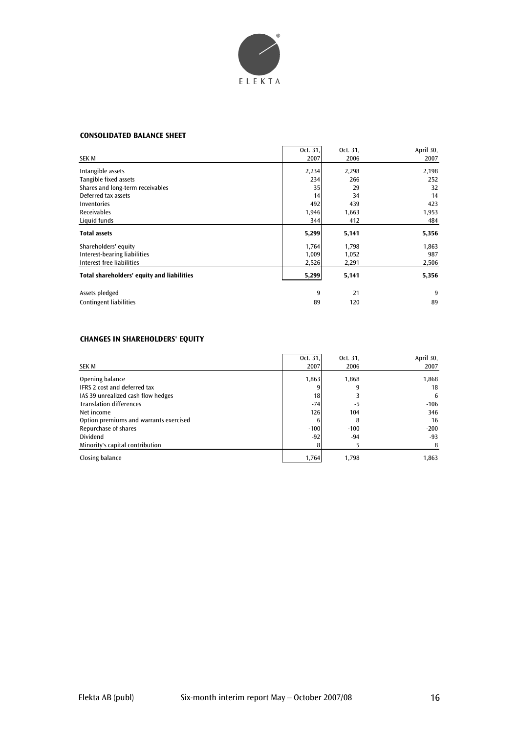### CONSOLIDATED BALANCE SHEET

| SEK M | Oct. 31, 2007 | Oct. 31, 2006 | April 30, 2007 |
|---|---|---|---|
| Intangible assets | 2,234 | 2,298 | 2,198 |
| Tangible fixed assets | 234 | 266 | 252 |
| Shares and long-term receivables | 35 | 29 | 32 |
| Deferred tax assets | 14 | 34 | 14 |
| Inventories | 492 | 439 | 423 |
| Receivables | 1,946 | 1,663 | 1,953 |
| Liquid funds | 344 | 412 | 484 |
| **Total assets** | **5,299** | **5,141** | **5,356** |
| Shareholders' equity | 1,764 | 1,798 | 1,863 |
| Interest-bearing liabilities | 1,009 | 1,052 | 987 |
| Interest-free liabilities | 2,526 | 2,291 | 2,506 |
| **Total shareholders' equity and liabilities** | **5,299** | **5,141** | **5,356** |
| Assets pledged | 9 | 21 | 9 |
| Contingent liabilities | 89 | 120 | 89 |

### CHANGES IN SHAREHOLDERS' EQUITY

| SEK M | Oct. 31, 2007 | Oct. 31, 2006 | April 30, 2007 |
|---|---|---|---|
| Opening balance | 1,863 | 1,868 | 1,868 |
| IFRS 2 cost and deferred tax | 9 | 9 | 18 |
| IAS 39 unrealized cash flow hedges | 18 | 3 | 6 |
| Translation differences | -74 | -5 | -106 |
| Net income | 126 | 104 | 346 |
| Option premiums and warrants exercised | 6 | 8 | 16 |
| Repurchase of shares | -100 | -100 | -200 |
| Dividend | -92 | -94 | -93 |
| Minority's capital contribution | 8 | 5 | 8 |
| Closing balance | 1,764 | 1,798 | 1,863 |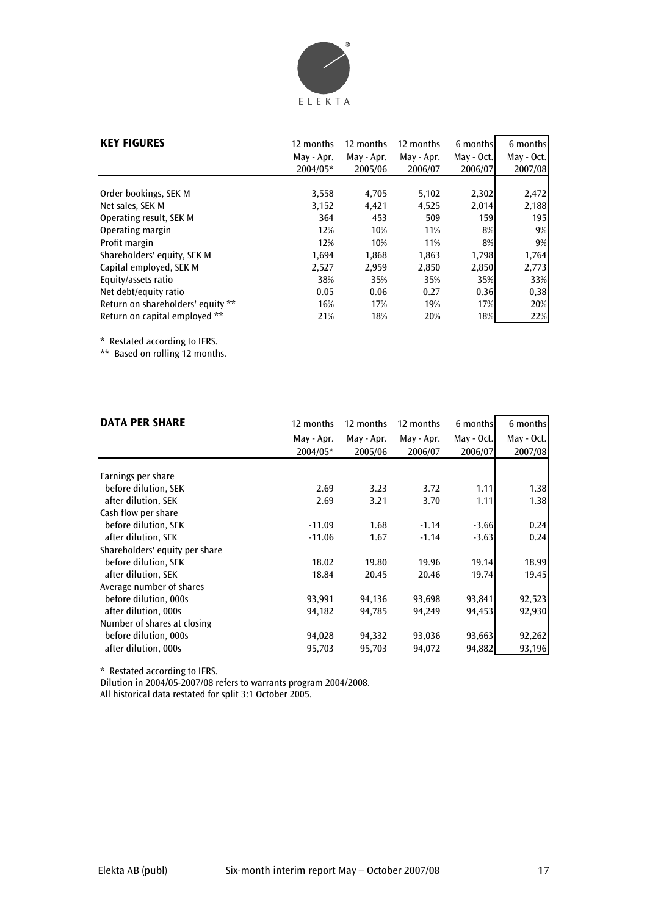## KEY FIGURES

| | 12 months May - Apr. 2004/05* | 12 months May - Apr. 2005/06 | 12 months May - Apr. 2006/07 | 6 months May - Oct. 2006/07 | 6 months May - Oct. 2007/08 |
|---|---|---|---|---|---|
| Order bookings, SEK M | 3,558 | 4,705 | 5,102 | 2,302 | 2,472 |
| Net sales, SEK M | 3,152 | 4,421 | 4,525 | 2,014 | 2,188 |
| Operating result, SEK M | 364 | 453 | 509 | 159 | 195 |
| Operating margin | 12% | 10% | 11% | 8% | 9% |
| Profit margin | 12% | 10% | 11% | 8% | 9% |
| Shareholders' equity, SEK M | 1,694 | 1,868 | 1,863 | 1,798 | 1,764 |
| Capital employed, SEK M | 2,527 | 2,959 | 2,850 | 2,850 | 2,773 |
| Equity/assets ratio | 38% | 35% | 35% | 35% | 33% |
| Net debt/equity ratio | 0.05 | 0.06 | 0.27 | 0.36 | 0,38 |
| Return on shareholders' equity ** | 16% | 17% | 19% | 17% | 20% |
| Return on capital employed ** | 21% | 18% | 20% | 18% | 22% |

* Restated according to IFRS.
** Based on rolling 12 months.

## DATA PER SHARE

| | 12 months May - Apr. 2004/05* | 12 months May - Apr. 2005/06 | 12 months May - Apr. 2006/07 | 6 months May - Oct. 2006/07 | 6 months May - Oct. 2007/08 |
|---|---|---|---|---|---|
| Earnings per share | | | | | |
| before dilution, SEK | 2.69 | 3.23 | 3.72 | 1.11 | 1.38 |
| after dilution, SEK | 2.69 | 3.21 | 3.70 | 1.11 | 1.38 |
| Cash flow per share | | | | | |
| before dilution, SEK | -11.09 | 1.68 | -1.14 | -3.66 | 0.24 |
| after dilution, SEK | -11.06 | 1.67 | -1.14 | -3.63 | 0.24 |
| Shareholders' equity per share | | | | | |
| before dilution, SEK | 18.02 | 19.80 | 19.96 | 19.14 | 18.99 |
| after dilution, SEK | 18.84 | 20.45 | 20.46 | 19.74 | 19.45 |
| Average number of shares | | | | | |
| before dilution, 000s | 93,991 | 94,136 | 93,698 | 93,841 | 92,523 |
| after dilution, 000s | 94,182 | 94,785 | 94,249 | 94,453 | 92,930 |
| Number of shares at closing | | | | | |
| before dilution, 000s | 94,028 | 94,332 | 93,036 | 93,663 | 92,262 |
| after dilution, 000s | 95,703 | 95,703 | 94,072 | 94,882 | 93,196 |

* Restated according to IFRS.
Dilution in 2004/05-2007/08 refers to warrants program 2004/2008.
All historical data restated for split 3:1 October 2005.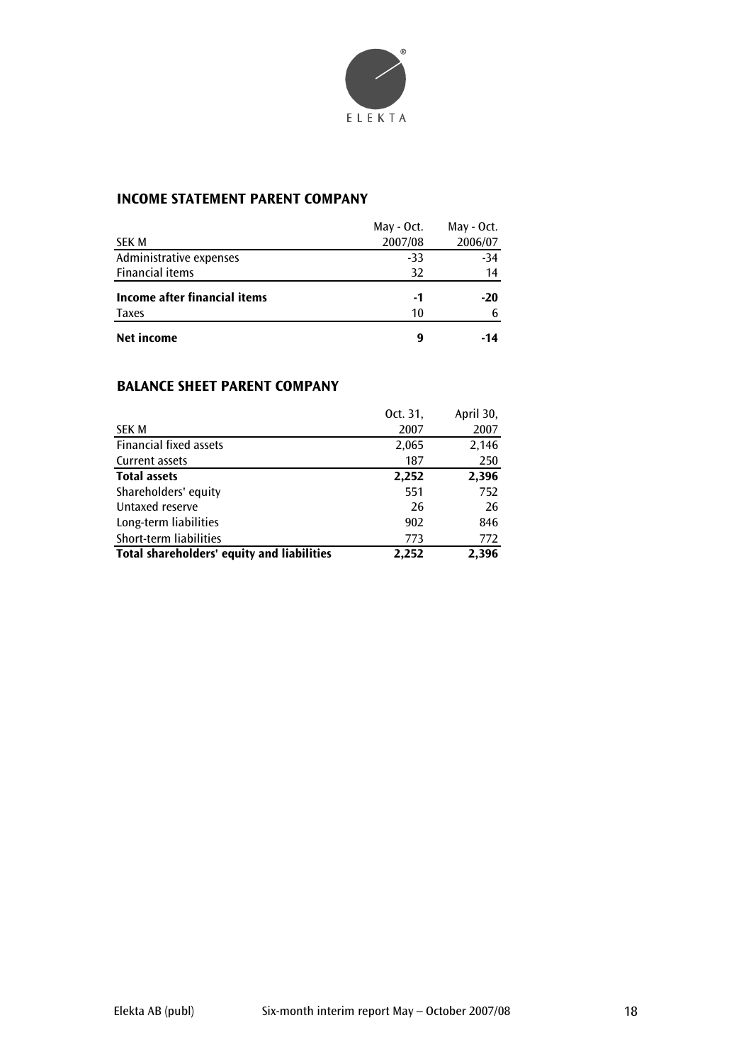## INCOME STATEMENT PARENT COMPANY

| SEK M | May - Oct. 2007/08 | May - Oct. 2006/07 |
|---|---|---|
| Administrative expenses | -33 | -34 |
| Financial items | 32 | 14 |
| **Income after financial items** | **-1** | **-20** |
| Taxes | 10 | 6 |
| **Net income** | **9** | **-14** |

## BALANCE SHEET PARENT COMPANY

| SEK M | Oct. 31, 2007 | April 30, 2007 |
|---|---|---|
| Financial fixed assets | 2,065 | 2,146 |
| Current assets | 187 | 250 |
| **Total assets** | **2,252** | **2,396** |
| Shareholders' equity | 551 | 752 |
| Untaxed reserve | 26 | 26 |
| Long-term liabilities | 902 | 846 |
| Short-term liabilities | 773 | 772 |
| **Total shareholders' equity and liabilities** | **2,252** | **2,396** |